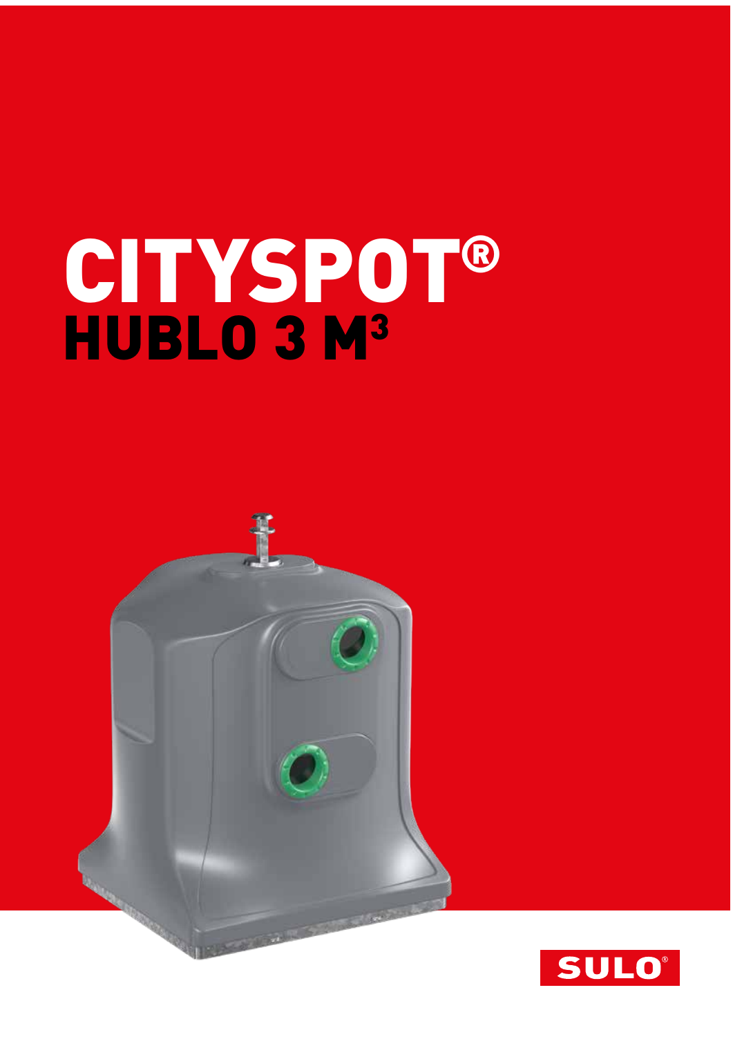# CITYSPOT®

## HUBLO 3 M³

SULO®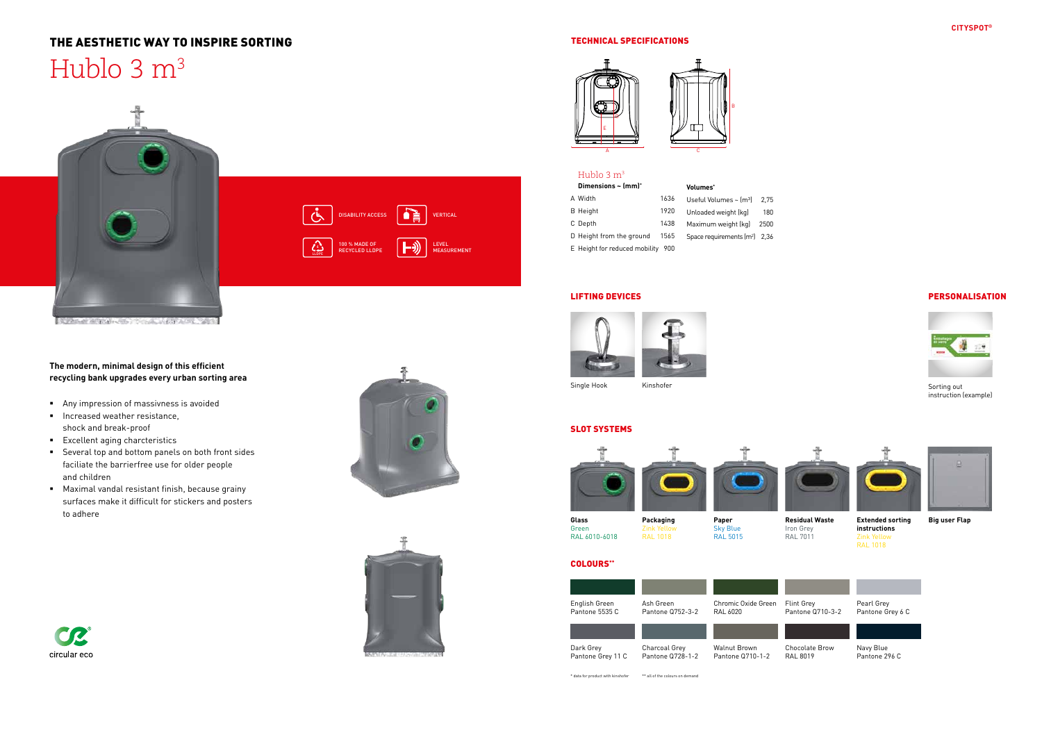# THE AESTHETIC WAY TO INSPIRE SORTING

## Hublo 3 $m^3$

DISABILITY ACCESS

VERTICAL

100 % MADE OF RECYCLED LLDPE

LEVEL MEASUREMENT

**The modern, minimal design of this efficient recycling bank upgrades every urban sorting area**

- Any impression of massivness is avoided
- Increased weather resistance, shock and break-proof
- Excellent aging charcteristics
- Several top and bottom panels on both front sides faciliate the barrierfree use for older people and children
- Maximal vandal resistant finish, because grainy surfaces make it difficult for stickers and posters to adhere

circular eco

## TECHNICAL SPECIFICATIONS

Hublo 3 $m^3$

| Dimensions ~ (mm)* | |
|---|---|
| A Width | 1636 |
| B Height | 1920 |
| C Depth | 1438 |
| D Height from the ground | 1565 |
| E Height for reduced mobility | 900 |

| Volumes* | |
|---|---|
| Useful Volumes ~ ($m^3$) | 2,75 |
| Unloaded weight (kg) | 180 |
| Maximum weight (kg) | 2500 |
| Space requirements ($m^2$) | 2,36 |

## LIFTING DEVICES

Single Hook

Kinshofer

## PERSONALISATION

Sorting out instruction (example)

## SLOT SYSTEMS

**Glass**
Green
RAL 6010-6018

**Packaging**
Zink Yellow
RAL 1018

**Paper**
Sky Blue
RAL 5015

**Residual Waste**
Iron Grey
RAL 7011

**Extended sorting instructions**
Zink Yellow
RAL 1018

**Big user Flap**

## COLOURS**

English Green
Pantone 5535 C

Ash Green
Pantone Q752-3-2

Chromic Oxide Green
RAL 6020

Flint Grey
Pantone Q710-3-2

Pearl Grey
Pantone Grey 6 C

Dark Grey
Pantone Grey 11 C

Charcoal Grey
Pantone Q728-1-2

Walnut Brown
Pantone Q710-1-2

Chocolate Brow
RAL 8019

Navy Blue
Pantone 296 C

* data for product with kinshofer   ** all of the colours on demand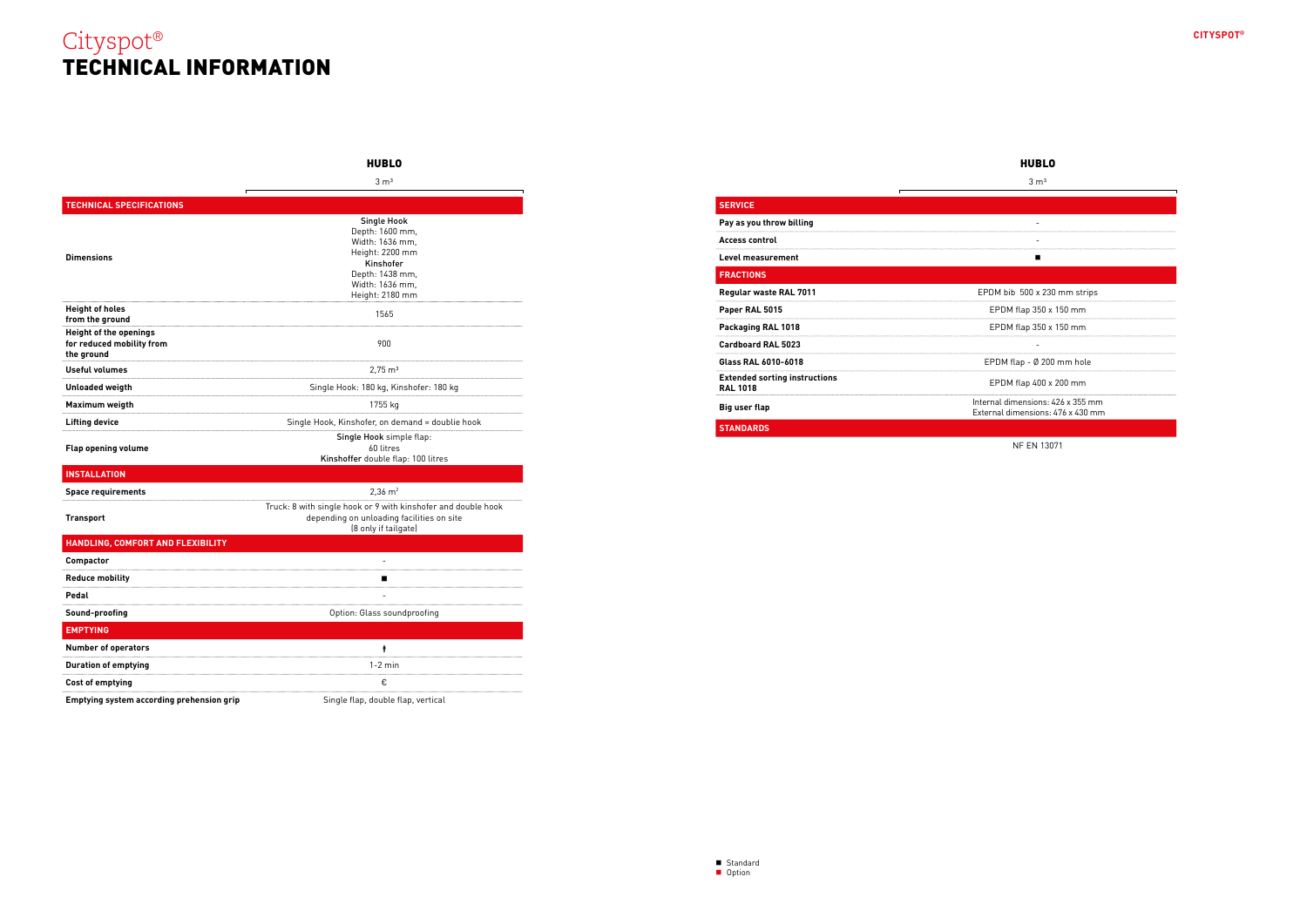# Cityspot®
# TECHNICAL INFORMATION

| | HUBLO 3 m³ |
|---|---|
| **TECHNICAL SPECIFICATIONS** | |
| **Dimensions** | **Single Hook** Depth: 1600 mm, Width: 1636 mm, Height: 2200 mm **Kinshofer** Depth: 1438 mm, Width: 1636 mm, Height: 2180 mm |
| **Height of holes from the ground** | 1565 |
| **Height of the openings for reduced mobility from the ground** | 900 |
| **Useful volumes** | 2,75 m³ |
| **Unloaded weigth** | Single Hook: 180 kg, Kinshofer: 180 kg |
| **Maximum weigth** | 1755 kg |
| **Lifting device** | Single Hook, Kinshofer, on demand = doublie hook |
| **Flap opening volume** | **Single Hook** simple flap: 60 litres **Kinshoffer** double flap: 100 litres |
| **INSTALLATION** | |
| **Space requirements** | 2,36 m² |
| **Transport** | Truck: 8 with single hook or 9 with kinshofer and double hook depending on unloading facilities on site (8 only if tailgate) |
| **HANDLING, COMFORT AND FLEXIBILITY** | |
| **Compactor** | - |
| **Reduce mobility** | ■ |
| **Pedal** | - |
| **Sound-proofing** | Option: Glass soundproofing |
| **EMPTYING** | |
| **Number of operators** | 🚹 |
| **Duration of emptying** | 1-2 min |
| **Cost of emptying** | € |
| **Emptying system according prehension grip** | Single flap, double flap, vertical |

| | HUBLO 3 m³ |
|---|---|
| **SERVICE** | |
| **Pay as you throw billing** | - |
| **Access control** | - |
| **Level measurement** | ■ |
| **FRACTIONS** | |
| **Regular waste RAL 7011** | EPDM bib 500 x 230 mm strips |
| **Paper RAL 5015** | EPDM flap 350 x 150 mm |
| **Packaging RAL 1018** | EPDM flap 350 x 150 mm |
| **Cardboard RAL 5023** | - |
| **Glass RAL 6010-6018** | EPDM flap - Ø 200 mm hole |
| **Extended sorting instructions RAL 1018** | EPDM flap 400 x 200 mm |
| **Big user flap** | Internal dimensions: 426 x 355 mm External dimensions: 476 x 430 mm |
| **STANDARDS** | |
| | NF EN 13071 |

■ Standard
■ Option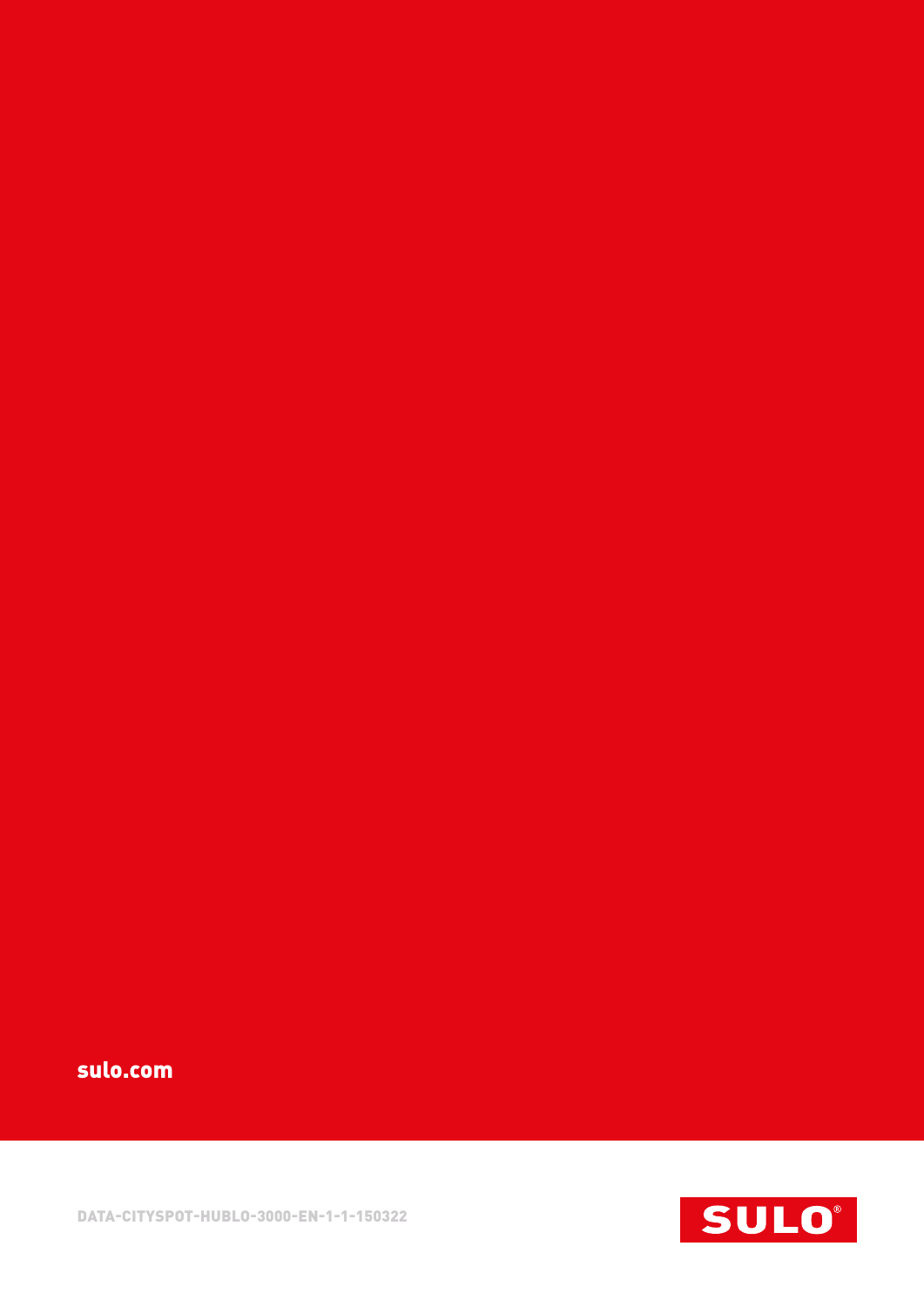sulo.com

DATA-CITYSPOT-HUBLO-3000-EN-1-1-150322

SULO®